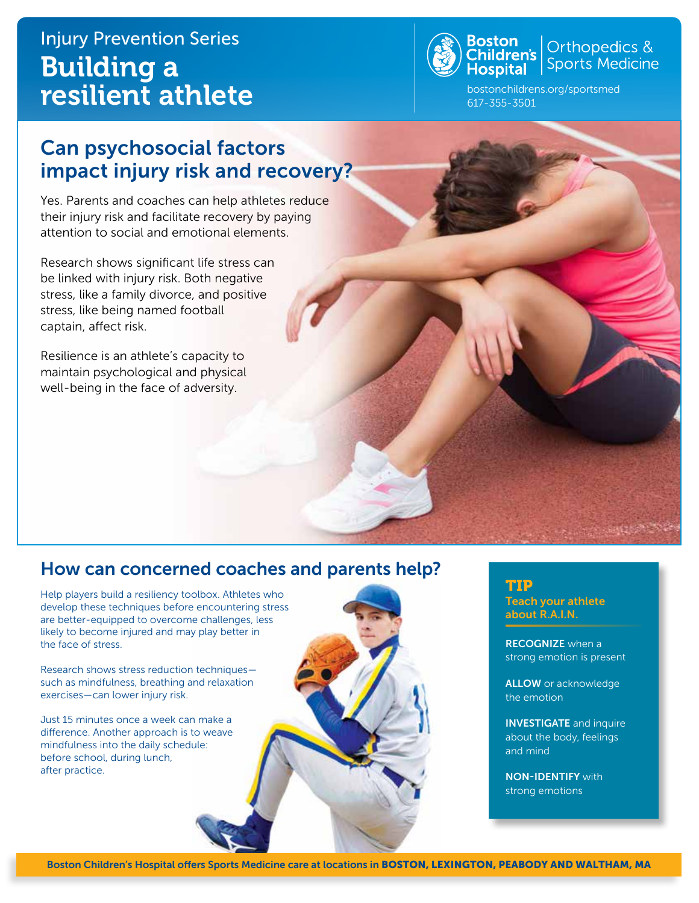Injury Prevention Series

# Building a resilient athlete

Boston Children's Hospital | Orthopedics & Sports Medicine

bostonchildrens.org/sportsmed
617-355-3501

## Can psychosocial factors impact injury risk and recovery?

Yes. Parents and coaches can help athletes reduce their injury risk and facilitate recovery by paying attention to social and emotional elements.

Research shows significant life stress can be linked with injury risk. Both negative stress, like a family divorce, and positive stress, like being named football captain, affect risk.

Resilience is an athlete's capacity to maintain psychological and physical well-being in the face of adversity.

## How can concerned coaches and parents help?

Help players build a resiliency toolbox. Athletes who develop these techniques before encountering stress are better-equipped to overcome challenges, less likely to become injured and may play better in the face of stress.

Research shows stress reduction techniques—such as mindfulness, breathing and relaxation exercises—can lower injury risk.

Just 15 minutes once a week can make a difference. Another approach is to weave mindfulness into the daily schedule: before school, during lunch, after practice.

### TIP

**Teach your athlete about R.A.I.N.**

**RECOGNIZE** when a strong emotion is present

**ALLOW** or acknowledge the emotion

**INVESTIGATE** and inquire about the body, feelings and mind

**NON-IDENTIFY** with strong emotions

Boston Children's Hospital offers Sports Medicine care at locations in **BOSTON, LEXINGTON, PEABODY AND WALTHAM, MA**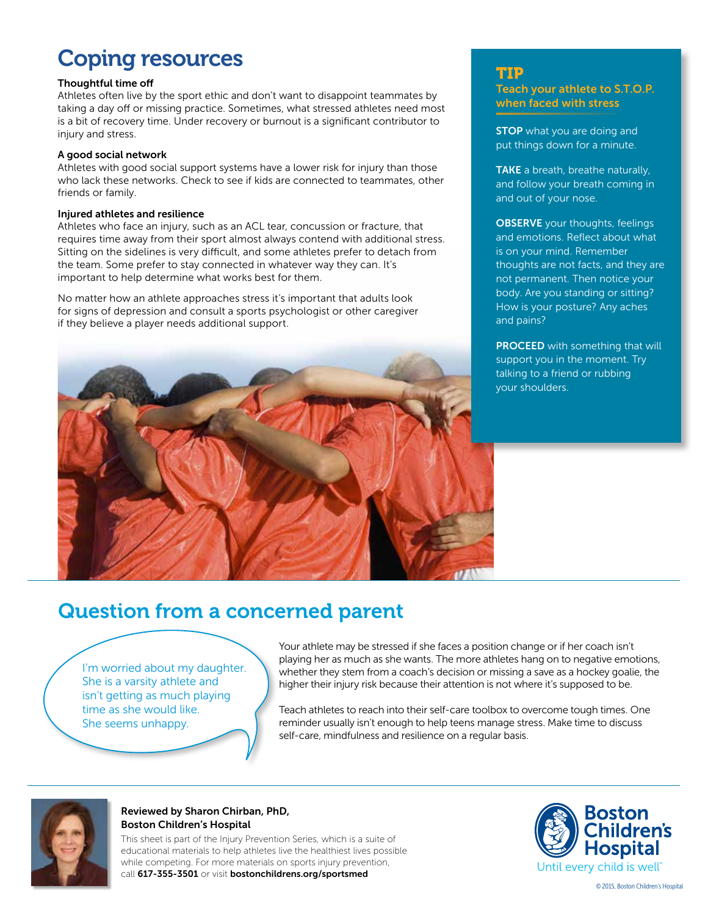# Coping resources

**Thoughtful time off**

Athletes often live by the sport ethic and don't want to disappoint teammates by taking a day off or missing practice. Sometimes, what stressed athletes need most is a bit of recovery time. Under recovery or burnout is a significant contributor to injury and stress.

**A good social network**

Athletes with good social support systems have a lower risk for injury than those who lack these networks. Check to see if kids are connected to teammates, other friends or family.

**Injured athletes and resilience**

Athletes who face an injury, such as an ACL tear, concussion or fracture, that requires time away from their sport almost always contend with additional stress. Sitting on the sidelines is very difficult, and some athletes prefer to detach from the team. Some prefer to stay connected in whatever way they can. It's important to help determine what works best for them.

No matter how an athlete approaches stress it's important that adults look for signs of depression and consult a sports psychologist or other caregiver if they believe a player needs additional support.

## TIP

**Teach your athlete to S.T.O.P. when faced with stress**

**STOP** what you are doing and put things down for a minute.

**TAKE** a breath, breathe naturally, and follow your breath coming in and out of your nose.

**OBSERVE** your thoughts, feelings and emotions. Reflect about what is on your mind. Remember thoughts are not facts, and they are not permanent. Then notice your body. Are you standing or sitting? How is your posture? Any aches and pains?

**PROCEED** with something that will support you in the moment. Try talking to a friend or rubbing your shoulders.

# Question from a concerned parent

I'm worried about my daughter. She is a varsity athlete and isn't getting as much playing time as she would like. She seems unhappy.

Your athlete may be stressed if she faces a position change or if her coach isn't playing her as much as she wants. The more athletes hang on to negative emotions, whether they stem from a coach's decision or missing a save as a hockey goalie, the higher their injury risk because their attention is not where it's supposed to be.

Teach athletes to reach into their self-care toolbox to overcome tough times. One reminder usually isn't enough to help teens manage stress. Make time to discuss self-care, mindfulness and resilience on a regular basis.

**Reviewed by Sharon Chirban, PhD, Boston Children's Hospital**

This sheet is part of the Injury Prevention Series, which is a suite of educational materials to help athletes live the healthiest lives possible while competing. For more materials on sports injury prevention, call **617-355-3501** or visit **bostonchildrens.org/sportsmed**

Boston Children's Hospital
Until every child is well™

© 2015, Boston Children's Hospital